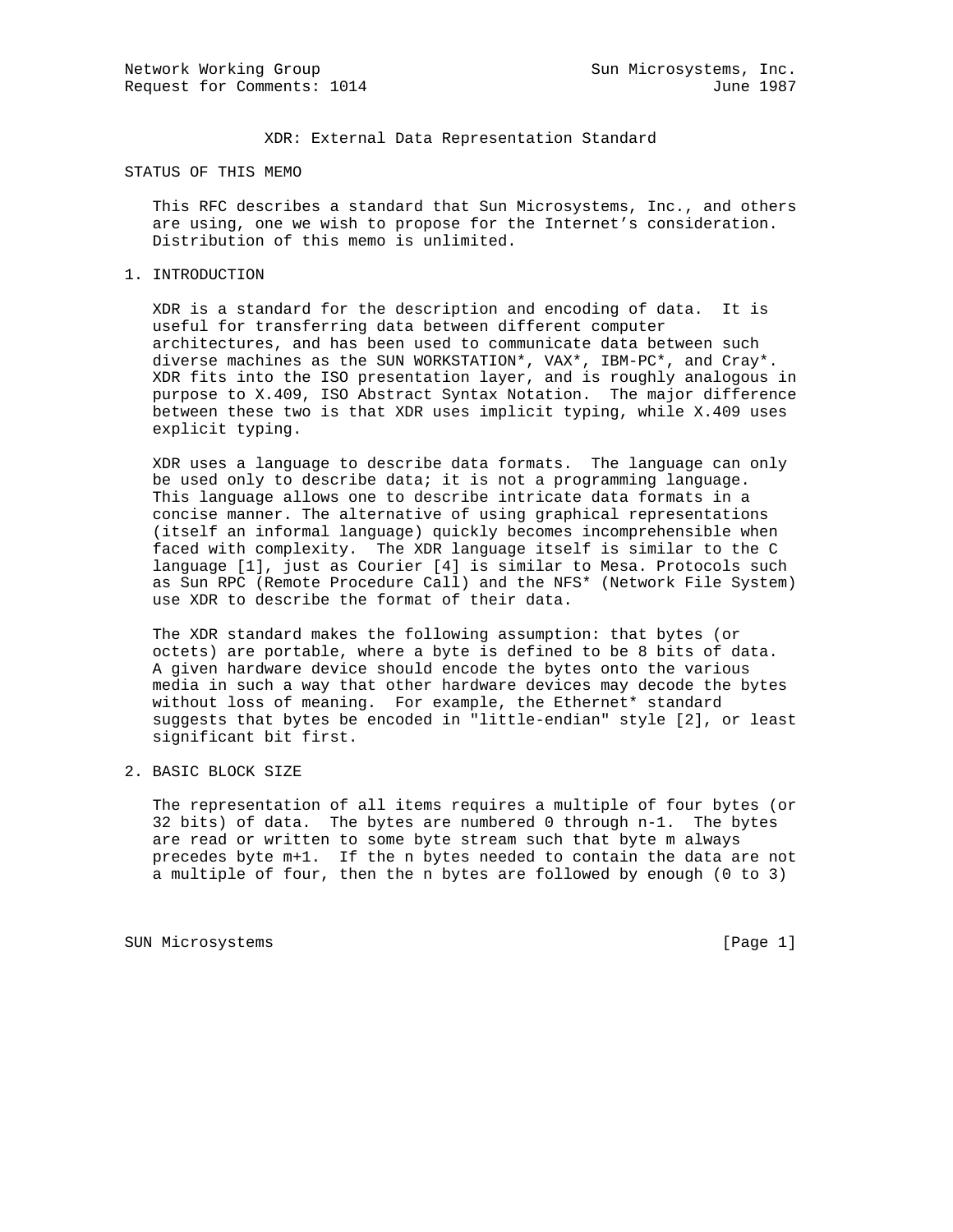Network Working Group Sun Microsystems, Inc.
Request for Comments: 1014 June 1987

# XDR: External Data Representation Standard

## STATUS OF THIS MEMO

This RFC describes a standard that Sun Microsystems, Inc., and others are using, one we wish to propose for the Internet's consideration. Distribution of this memo is unlimited.

## 1. INTRODUCTION

XDR is a standard for the description and encoding of data. It is useful for transferring data between different computer architectures, and has been used to communicate data between such diverse machines as the SUN WORKSTATION*, VAX*, IBM-PC*, and Cray*. XDR fits into the ISO presentation layer, and is roughly analogous in purpose to X.409, ISO Abstract Syntax Notation. The major difference between these two is that XDR uses implicit typing, while X.409 uses explicit typing.

XDR uses a language to describe data formats. The language can only be used only to describe data; it is not a programming language. This language allows one to describe intricate data formats in a concise manner. The alternative of using graphical representations (itself an informal language) quickly becomes incomprehensible when faced with complexity. The XDR language itself is similar to the C language [1], just as Courier [4] is similar to Mesa. Protocols such as Sun RPC (Remote Procedure Call) and the NFS* (Network File System) use XDR to describe the format of their data.

The XDR standard makes the following assumption: that bytes (or octets) are portable, where a byte is defined to be 8 bits of data. A given hardware device should encode the bytes onto the various media in such a way that other hardware devices may decode the bytes without loss of meaning. For example, the Ethernet* standard suggests that bytes be encoded in "little-endian" style [2], or least significant bit first.

## 2. BASIC BLOCK SIZE

The representation of all items requires a multiple of four bytes (or 32 bits) of data. The bytes are numbered 0 through n-1. The bytes are read or written to some byte stream such that byte m always precedes byte m+1. If the n bytes needed to contain the data are not a multiple of four, then the n bytes are followed by enough (0 to 3)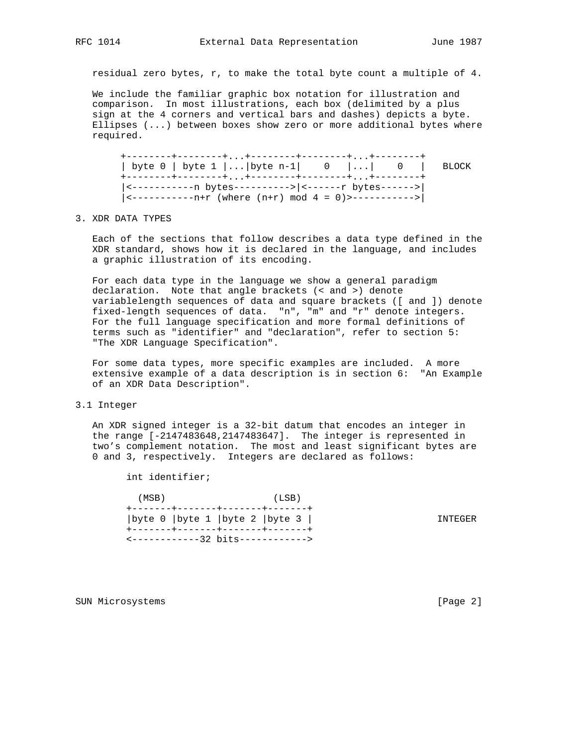residual zero bytes, r, to make the total byte count a multiple of 4.

We include the familiar graphic box notation for illustration and comparison. In most illustrations, each box (delimited by a plus sign at the 4 corners and vertical bars and dashes) depicts a byte. Ellipses (...) between boxes show zero or more additional bytes where required.

```
+--------+--------+...+--------+--------+...+--------+
| byte 0 | byte 1 |...|byte n-1|    0   |...|    0   |   BLOCK
+--------+--------+...+--------+--------+...+--------+
|<-----------n bytes---------->|<------r bytes------>|
|<-----------n+r (where (n+r) mod 4 = 0)>----------->|
```

## 3. XDR DATA TYPES

Each of the sections that follow describes a data type defined in the XDR standard, shows how it is declared in the language, and includes a graphic illustration of its encoding.

For each data type in the language we show a general paradigm declaration. Note that angle brackets (< and >) denote variablelength sequences of data and square brackets ([ and ]) denote fixed-length sequences of data. "n", "m" and "r" denote integers. For the full language specification and more formal definitions of terms such as "identifier" and "declaration", refer to section 5: "The XDR Language Specification".

For some data types, more specific examples are included. A more extensive example of a data description is in section 6: "An Example of an XDR Data Description".

### 3.1 Integer

An XDR signed integer is a 32-bit datum that encodes an integer in the range [-2147483648,2147483647]. The integer is represented in two's complement notation. The most and least significant bytes are 0 and 3, respectively. Integers are declared as follows:

```
int identifier;

  (MSB)                   (LSB)
+-------+-------+-------+-------+
|byte 0 |byte 1 |byte 2 |byte 3 |                      INTEGER
+-------+-------+-------+-------+
<------------32 bits------------>
```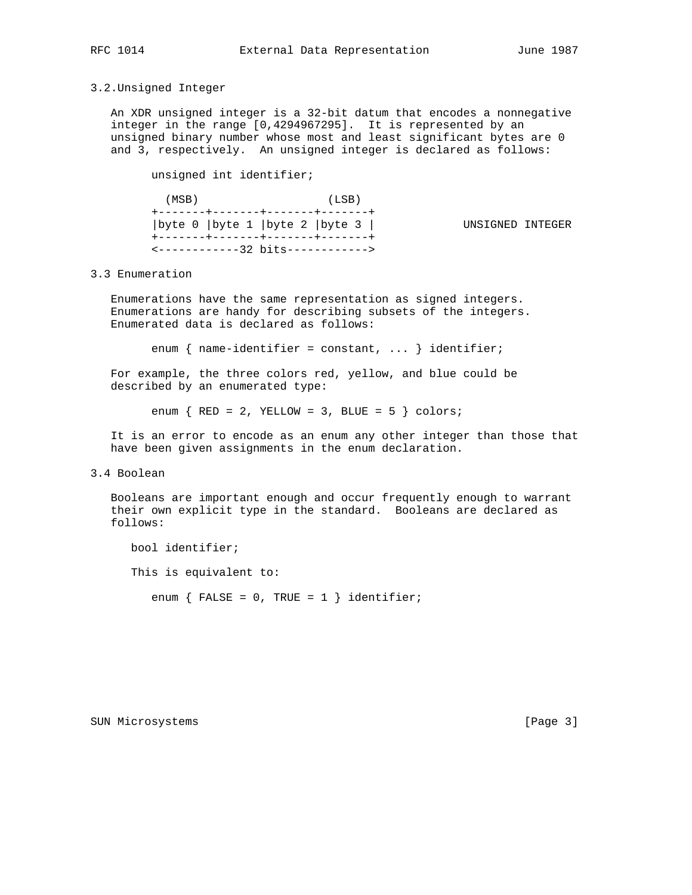### 3.2.Unsigned Integer

An XDR unsigned integer is a 32-bit datum that encodes a nonnegative integer in the range [0,4294967295]. It is represented by an unsigned binary number whose most and least significant bytes are 0 and 3, respectively. An unsigned integer is declared as follows:

```
      unsigned int identifier;

        (MSB)                   (LSB)
      +-------+-------+-------+-------+
      |byte 0 |byte 1 |byte 2 |byte 3 |            UNSIGNED INTEGER
      +-------+-------+-------+-------+
      <------------32 bits------------>
```

### 3.3 Enumeration

Enumerations have the same representation as signed integers. Enumerations are handy for describing subsets of the integers. Enumerated data is declared as follows:

```
      enum { name-identifier = constant, ... } identifier;
```

For example, the three colors red, yellow, and blue could be described by an enumerated type:

```
      enum { RED = 2, YELLOW = 3, BLUE = 5 } colors;
```

It is an error to encode as an enum any other integer than those that have been given assignments in the enum declaration.

### 3.4 Boolean

Booleans are important enough and occur frequently enough to warrant their own explicit type in the standard. Booleans are declared as follows:

```
   bool identifier;
```

This is equivalent to:

```
      enum { FALSE = 0, TRUE = 1 } identifier;
```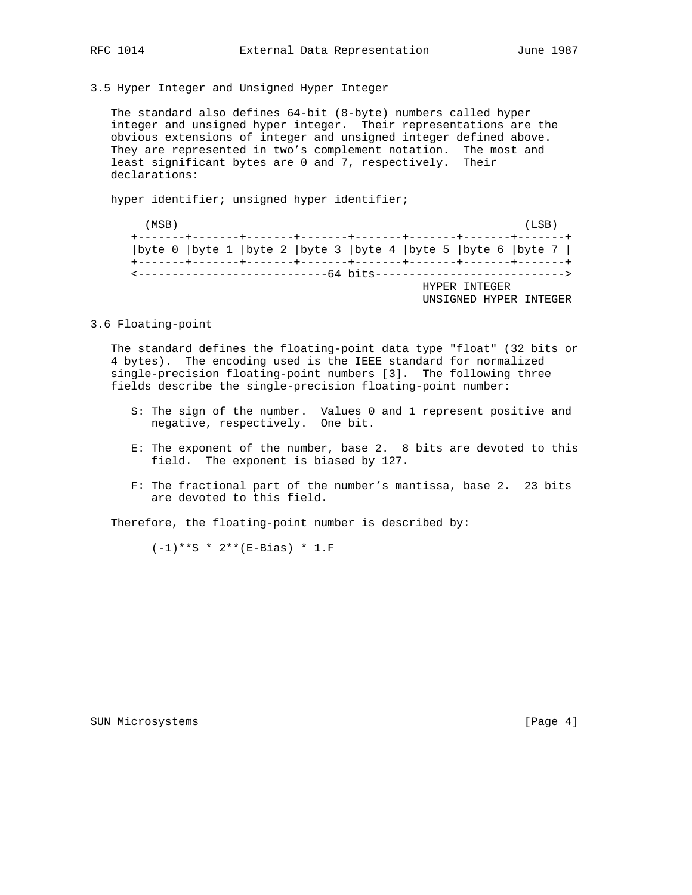### 3.5 Hyper Integer and Unsigned Hyper Integer

The standard also defines 64-bit (8-byte) numbers called hyper integer and unsigned hyper integer. Their representations are the obvious extensions of integer and unsigned integer defined above. They are represented in two's complement notation. The most and least significant bytes are 0 and 7, respectively. Their declarations:

hyper identifier; unsigned hyper identifier;

```
     (MSB)                                                   (LSB)
   +-------+-------+-------+-------+-------+-------+-------+-------+
   |byte 0 |byte 1 |byte 2 |byte 3 |byte 4 |byte 5 |byte 6 |byte 7 |
   +-------+-------+-------+-------+-------+-------+-------+-------+
   <----------------------------64 bits---------------------------->
                                              HYPER INTEGER
                                              UNSIGNED HYPER INTEGER
```

### 3.6 Floating-point

The standard defines the floating-point data type "float" (32 bits or 4 bytes). The encoding used is the IEEE standard for normalized single-precision floating-point numbers [3]. The following three fields describe the single-precision floating-point number:

- S: The sign of the number. Values 0 and 1 represent positive and negative, respectively. One bit.
- E: The exponent of the number, base 2. 8 bits are devoted to this field. The exponent is biased by 127.
- F: The fractional part of the number's mantissa, base 2. 23 bits are devoted to this field.

Therefore, the floating-point number is described by:

```
(-1)**S * 2**(E-Bias) * 1.F
```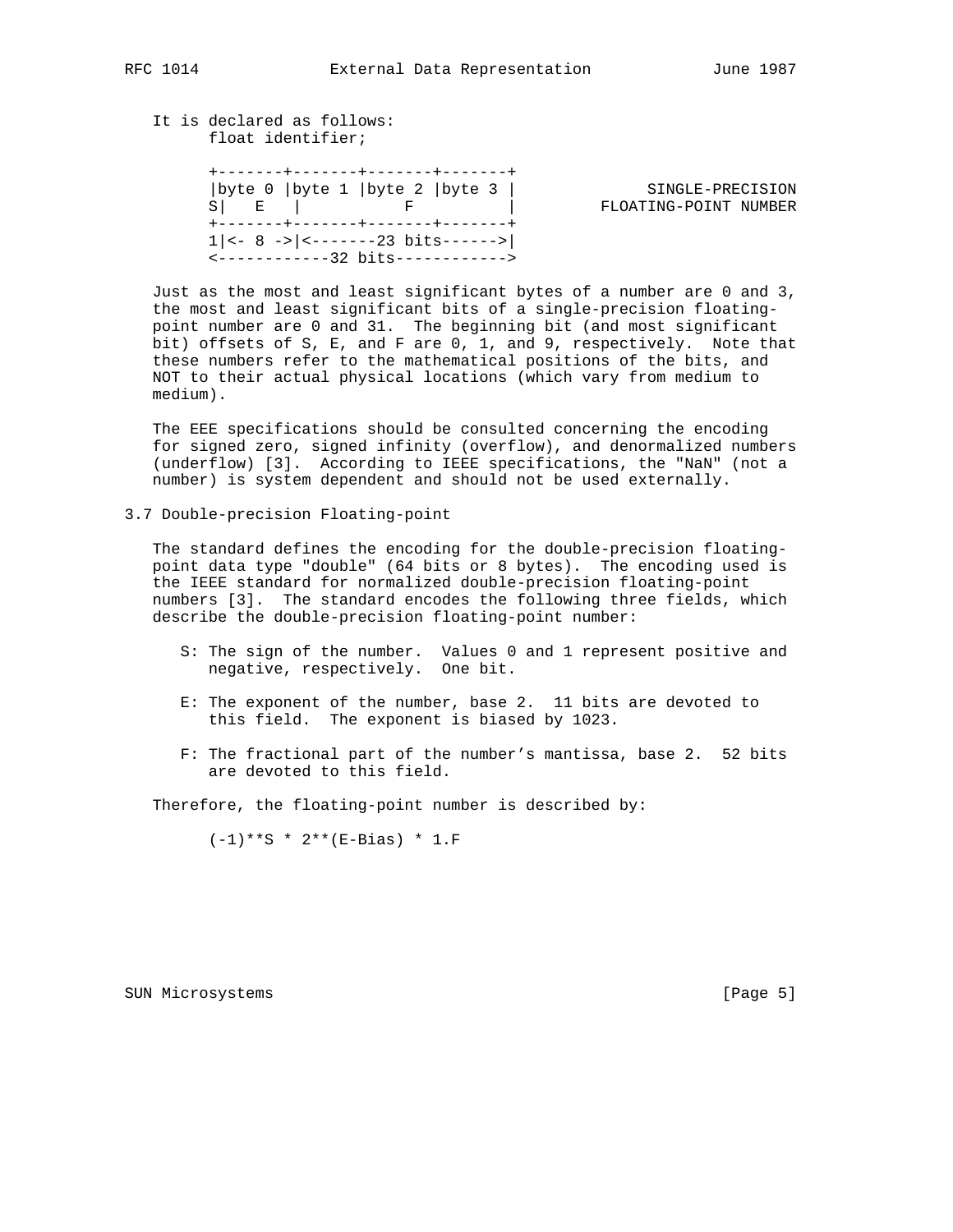It is declared as follows:

```
      float identifier;

      +-------+-------+-------+-------+
      |byte 0 |byte 1 |byte 2 |byte 3 |              SINGLE-PRECISION
      S|   E   |          F          |         FLOATING-POINT NUMBER
      +-------+-------+-------+-------+
      1|<- 8 ->|<-------23 bits------>|
      <------------32 bits------------>
```

Just as the most and least significant bytes of a number are 0 and 3, the most and least significant bits of a single-precision floating-point number are 0 and 31. The beginning bit (and most significant bit) offsets of S, E, and F are 0, 1, and 9, respectively. Note that these numbers refer to the mathematical positions of the bits, and NOT to their actual physical locations (which vary from medium to medium).

The EEE specifications should be consulted concerning the encoding for signed zero, signed infinity (overflow), and denormalized numbers (underflow) [3]. According to IEEE specifications, the "NaN" (not a number) is system dependent and should not be used externally.

## 3.7 Double-precision Floating-point

The standard defines the encoding for the double-precision floating-point data type "double" (64 bits or 8 bytes). The encoding used is the IEEE standard for normalized double-precision floating-point numbers [3]. The standard encodes the following three fields, which describe the double-precision floating-point number:

- S: The sign of the number. Values 0 and 1 represent positive and negative, respectively. One bit.

- E: The exponent of the number, base 2. 11 bits are devoted to this field. The exponent is biased by 1023.

- F: The fractional part of the number's mantissa, base 2. 52 bits are devoted to this field.

Therefore, the floating-point number is described by:

```
      (-1)**S * 2**(E-Bias) * 1.F
```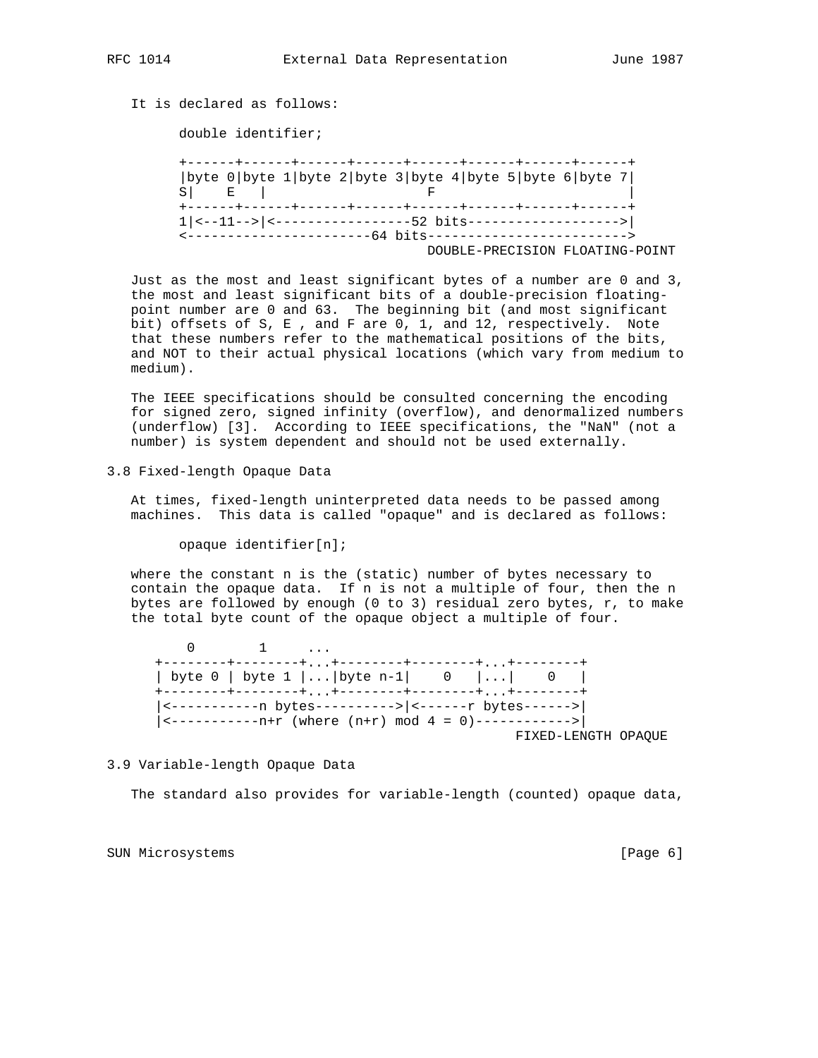It is declared as follows:

```
double identifier;
```

```
+------+------+------+------+------+------+------+------+
|byte 0|byte 1|byte 2|byte 3|byte 4|byte 5|byte 6|byte 7|
S|    E   |                 F                          |
+------+------+------+------+------+------+------+------+
1|<--11-->|<-----------------52 bits------------------->|
<-----------------------64 bits------------------------->
                                 DOUBLE-PRECISION FLOATING-POINT
```

Just as the most and least significant bytes of a number are 0 and 3, the most and least significant bits of a double-precision floating-point number are 0 and 63. The beginning bit (and most significant bit) offsets of S, E , and F are 0, 1, and 12, respectively. Note that these numbers refer to the mathematical positions of the bits, and NOT to their actual physical locations (which vary from medium to medium).

The IEEE specifications should be consulted concerning the encoding for signed zero, signed infinity (overflow), and denormalized numbers (underflow) [3]. According to IEEE specifications, the "NaN" (not a number) is system dependent and should not be used externally.

## 3.8 Fixed-length Opaque Data

At times, fixed-length uninterpreted data needs to be passed among machines. This data is called "opaque" and is declared as follows:

```
opaque identifier[n];
```

where the constant n is the (static) number of bytes necessary to contain the opaque data. If n is not a multiple of four, then the n bytes are followed by enough (0 to 3) residual zero bytes, r, to make the total byte count of the opaque object a multiple of four.

```
    0        1     ...
+--------+--------+...+--------+--------+...+--------+
| byte 0 | byte 1 |...|byte n-1|    0   |...|    0   |
+--------+--------+...+--------+--------+...+--------+
|<-----------n bytes---------->|<------r bytes------>|
|<-----------n+r (where (n+r) mod 4 = 0)------------>|
                                         FIXED-LENGTH OPAQUE
```

## 3.9 Variable-length Opaque Data

The standard also provides for variable-length (counted) opaque data,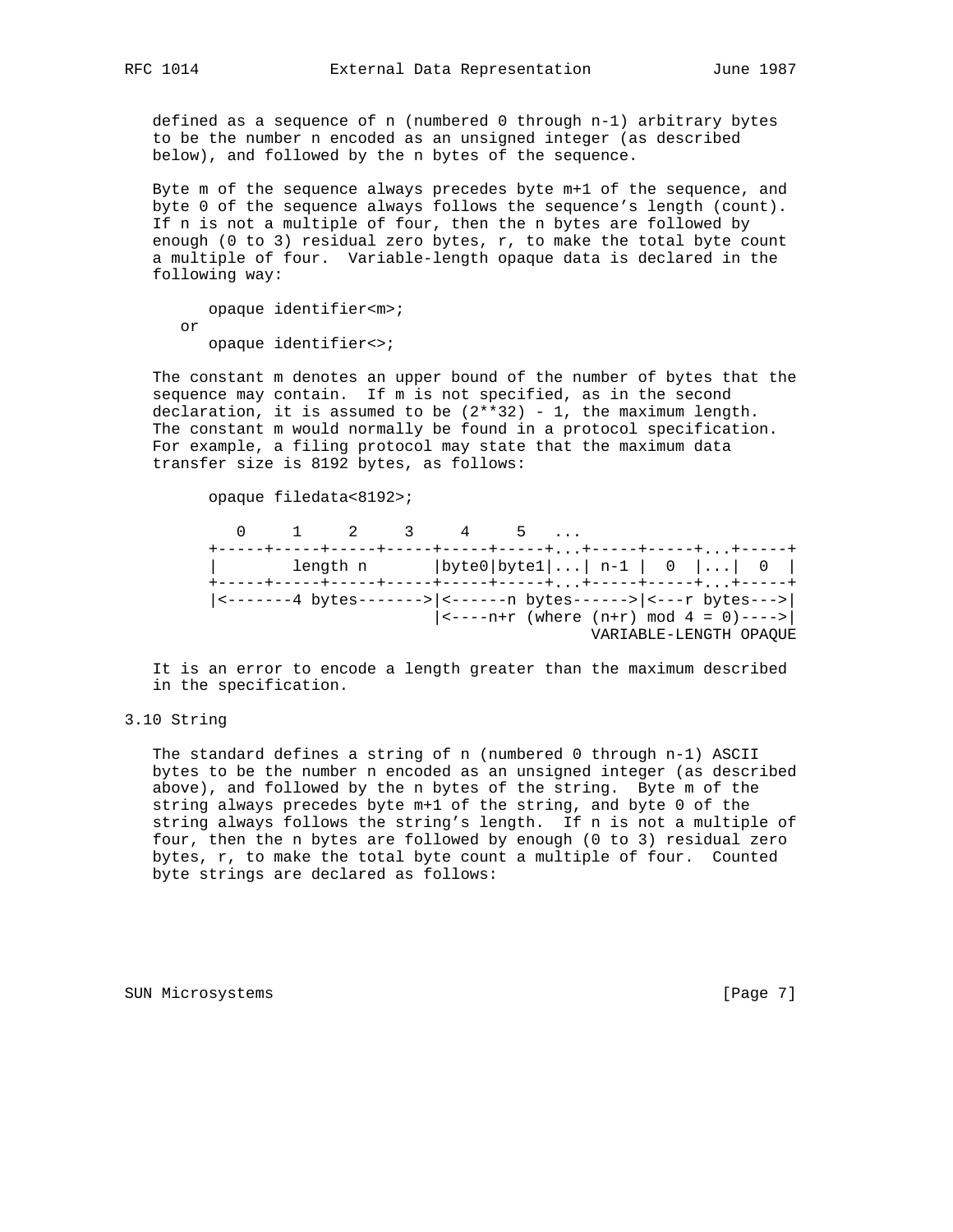defined as a sequence of n (numbered 0 through n-1) arbitrary bytes to be the number n encoded as an unsigned integer (as described below), and followed by the n bytes of the sequence.

Byte m of the sequence always precedes byte m+1 of the sequence, and byte 0 of the sequence always follows the sequence's length (count). If n is not a multiple of four, then the n bytes are followed by enough (0 to 3) residual zero bytes, r, to make the total byte count a multiple of four. Variable-length opaque data is declared in the following way:

```
      opaque identifier<m>;
   or
      opaque identifier<>;
```

The constant m denotes an upper bound of the number of bytes that the sequence may contain. If m is not specified, as in the second declaration, it is assumed to be (2**32) - 1, the maximum length. The constant m would normally be found in a protocol specification. For example, a filing protocol may state that the maximum data transfer size is 8192 bytes, as follows:

```
      opaque filedata<8192>;
```

```
         0     1     2     3     4     5   ...
      +-----+-----+-----+-----+-----+-----+...+-----+-----+...+-----+
      |        length n       |byte0|byte1|...| n-1 |  0  |...|  0  |
      +-----+-----+-----+-----+-----+-----+...+-----+-----+...+-----+
      |<-------4 bytes------->|<------n bytes------>|<---r bytes--->|
                              |<----n+r (where (n+r) mod 4 = 0)---->|
                                                 VARIABLE-LENGTH OPAQUE
```

It is an error to encode a length greater than the maximum described in the specification.

## 3.10 String

The standard defines a string of n (numbered 0 through n-1) ASCII bytes to be the number n encoded as an unsigned integer (as described above), and followed by the n bytes of the string. Byte m of the string always precedes byte m+1 of the string, and byte 0 of the string always follows the string's length. If n is not a multiple of four, then the n bytes are followed by enough (0 to 3) residual zero bytes, r, to make the total byte count a multiple of four. Counted byte strings are declared as follows: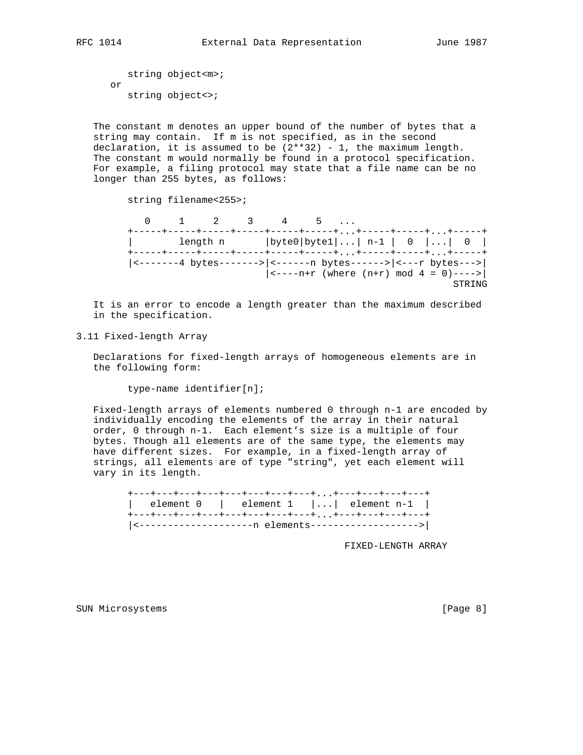```
      string object<m>;
   or
      string object<>;
```

The constant m denotes an upper bound of the number of bytes that a string may contain. If m is not specified, as in the second declaration, it is assumed to be (2**32) - 1, the maximum length. The constant m would normally be found in a protocol specification. For example, a filing protocol may state that a file name can be no longer than 255 bytes, as follows:

```
      string filename<255>;
```

```
         0     1     2     3     4     5   ...
      +-----+-----+-----+-----+-----+-----+...+-----+-----+...+-----+
      |        length n       |byte0|byte1|...| n-1 |  0  |...|  0  |
      +-----+-----+-----+-----+-----+-----+...+-----+-----+...+-----+
      |<-------4 bytes------->|<------n bytes------>|<---r bytes--->|
                              |<----n+r (where (n+r) mod 4 = 0)---->|
                                                               STRING
```

It is an error to encode a length greater than the maximum described in the specification.

## 3.11 Fixed-length Array

Declarations for fixed-length arrays of homogeneous elements are in the following form:

```
      type-name identifier[n];
```

Fixed-length arrays of elements numbered 0 through n-1 are encoded by individually encoding the elements of the array in their natural order, 0 through n-1. Each element's size is a multiple of four bytes. Though all elements are of the same type, the elements may have different sizes. For example, in a fixed-length array of strings, all elements are of type "string", yet each element will vary in its length.

```
      +---+---+---+---+---+---+---+---+...+---+---+---+---+
      |   element 0   |   element 1   |...|  element n-1  |
      +---+---+---+---+---+---+---+---+...+---+---+---+---+
      |<--------------------n elements------------------->|

                                               FIXED-LENGTH ARRAY
```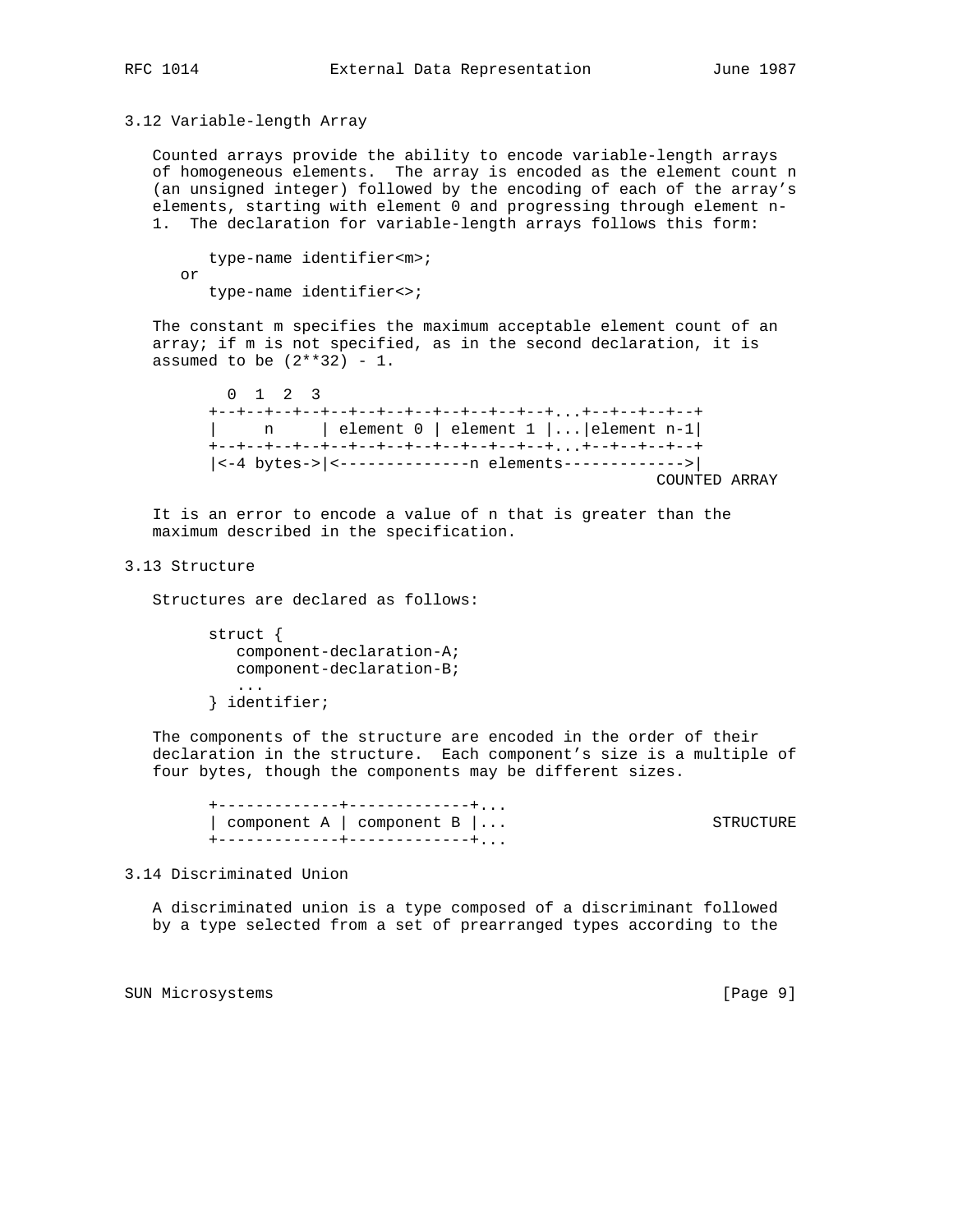### 3.12 Variable-length Array

Counted arrays provide the ability to encode variable-length arrays of homogeneous elements. The array is encoded as the element count n (an unsigned integer) followed by the encoding of each of the array's elements, starting with element 0 and progressing through element n-1. The declaration for variable-length arrays follows this form:

```
      type-name identifier<m>;
   or
      type-name identifier<>;
```

The constant m specifies the maximum acceptable element count of an array; if m is not specified, as in the second declaration, it is assumed to be (2**32) - 1.

```
     0  1  2  3
   +--+--+--+--+--+--+--+--+--+--+--+--+...+--+--+--+--+
   |     n     | element 0 | element 1 |...|element n-1|
   +--+--+--+--+--+--+--+--+--+--+--+--+...+--+--+--+--+
   |<-4 bytes->|<--------------n elements------------->|
                                               COUNTED ARRAY
```

It is an error to encode a value of n that is greater than the maximum described in the specification.

### 3.13 Structure

Structures are declared as follows:

```
      struct {
         component-declaration-A;
         component-declaration-B;
         ...
      } identifier;
```

The components of the structure are encoded in the order of their declaration in the structure. Each component's size is a multiple of four bytes, though the components may be different sizes.

```
      +-------------+-------------+...
      | component A | component B |...                    STRUCTURE
      +-------------+-------------+...
```

### 3.14 Discriminated Union

A discriminated union is a type composed of a discriminant followed by a type selected from a set of prearranged types according to the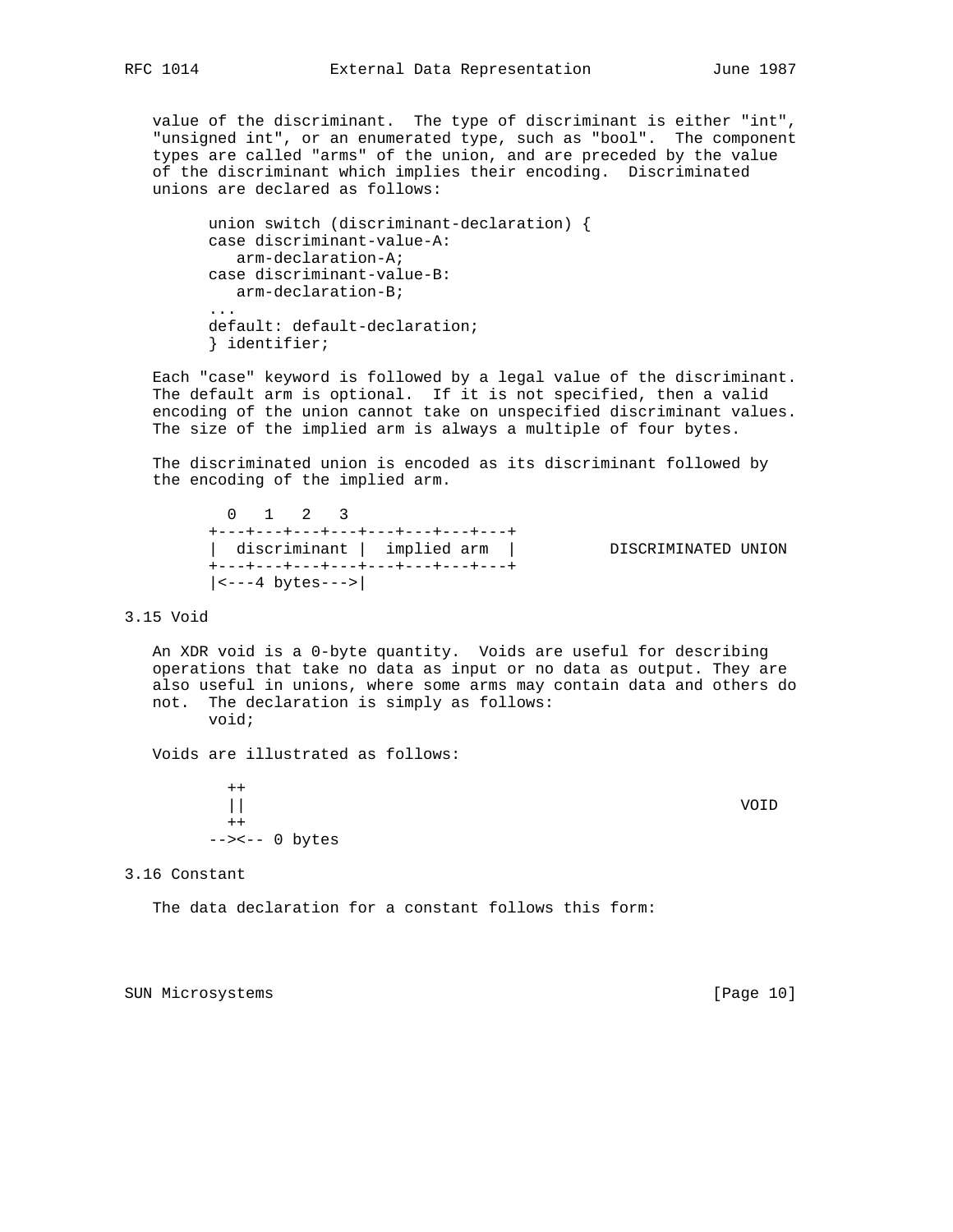value of the discriminant. The type of discriminant is either "int", "unsigned int", or an enumerated type, such as "bool". The component types are called "arms" of the union, and are preceded by the value of the discriminant which implies their encoding. Discriminated unions are declared as follows:

```
union switch (discriminant-declaration) {
case discriminant-value-A:
   arm-declaration-A;
case discriminant-value-B:
   arm-declaration-B;
...
default: default-declaration;
} identifier;
```

Each "case" keyword is followed by a legal value of the discriminant. The default arm is optional. If it is not specified, then a valid encoding of the union cannot take on unspecified discriminant values. The size of the implied arm is always a multiple of four bytes.

The discriminated union is encoded as its discriminant followed by the encoding of the implied arm.

```
  0   1   2   3
+---+---+---+---+---+---+---+---+
|  discriminant |  implied arm  |          DISCRIMINATED UNION
+---+---+---+---+---+---+---+---+
|<---4 bytes--->|
```

## 3.15 Void

An XDR void is a 0-byte quantity. Voids are useful for describing operations that take no data as input or no data as output. They are also useful in unions, where some arms may contain data and others do not. The declaration is simply as follows:

```
void;
```

Voids are illustrated as follows:

```
  ++
  ||                                                    VOID
  ++
--><-- 0 bytes
```

## 3.16 Constant

The data declaration for a constant follows this form: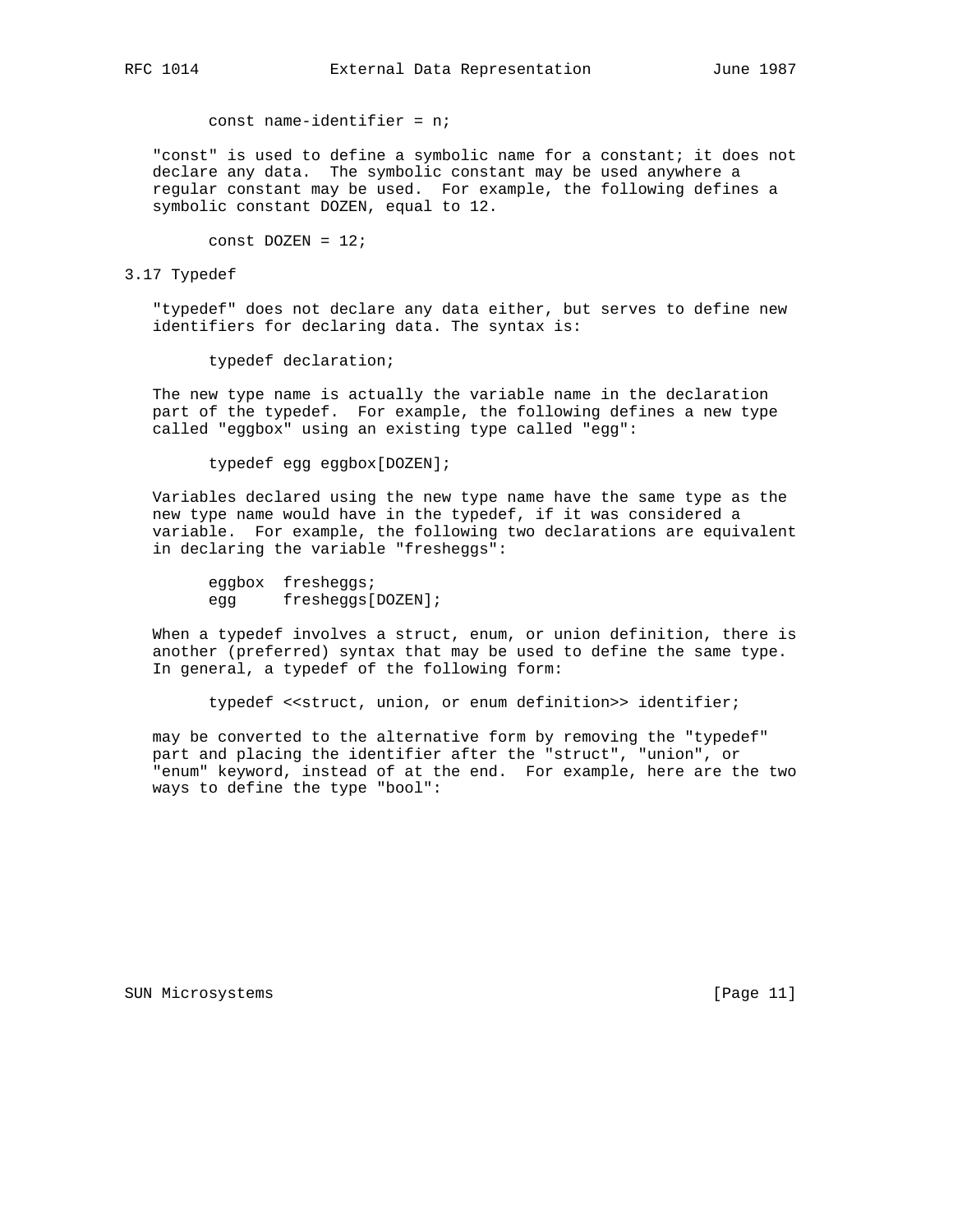```
const name-identifier = n;
```

"const" is used to define a symbolic name for a constant; it does not declare any data. The symbolic constant may be used anywhere a regular constant may be used. For example, the following defines a symbolic constant DOZEN, equal to 12.

```
const DOZEN = 12;
```

## 3.17 Typedef

"typedef" does not declare any data either, but serves to define new identifiers for declaring data. The syntax is:

```
typedef declaration;
```

The new type name is actually the variable name in the declaration part of the typedef. For example, the following defines a new type called "eggbox" using an existing type called "egg":

```
typedef egg eggbox[DOZEN];
```

Variables declared using the new type name have the same type as the new type name would have in the typedef, if it was considered a variable. For example, the following two declarations are equivalent in declaring the variable "fresheggs":

```
eggbox  fresheggs;
egg     fresheggs[DOZEN];
```

When a typedef involves a struct, enum, or union definition, there is another (preferred) syntax that may be used to define the same type. In general, a typedef of the following form:

```
typedef <<struct, union, or enum definition>> identifier;
```

may be converted to the alternative form by removing the "typedef" part and placing the identifier after the "struct", "union", or "enum" keyword, instead of at the end. For example, here are the two ways to define the type "bool":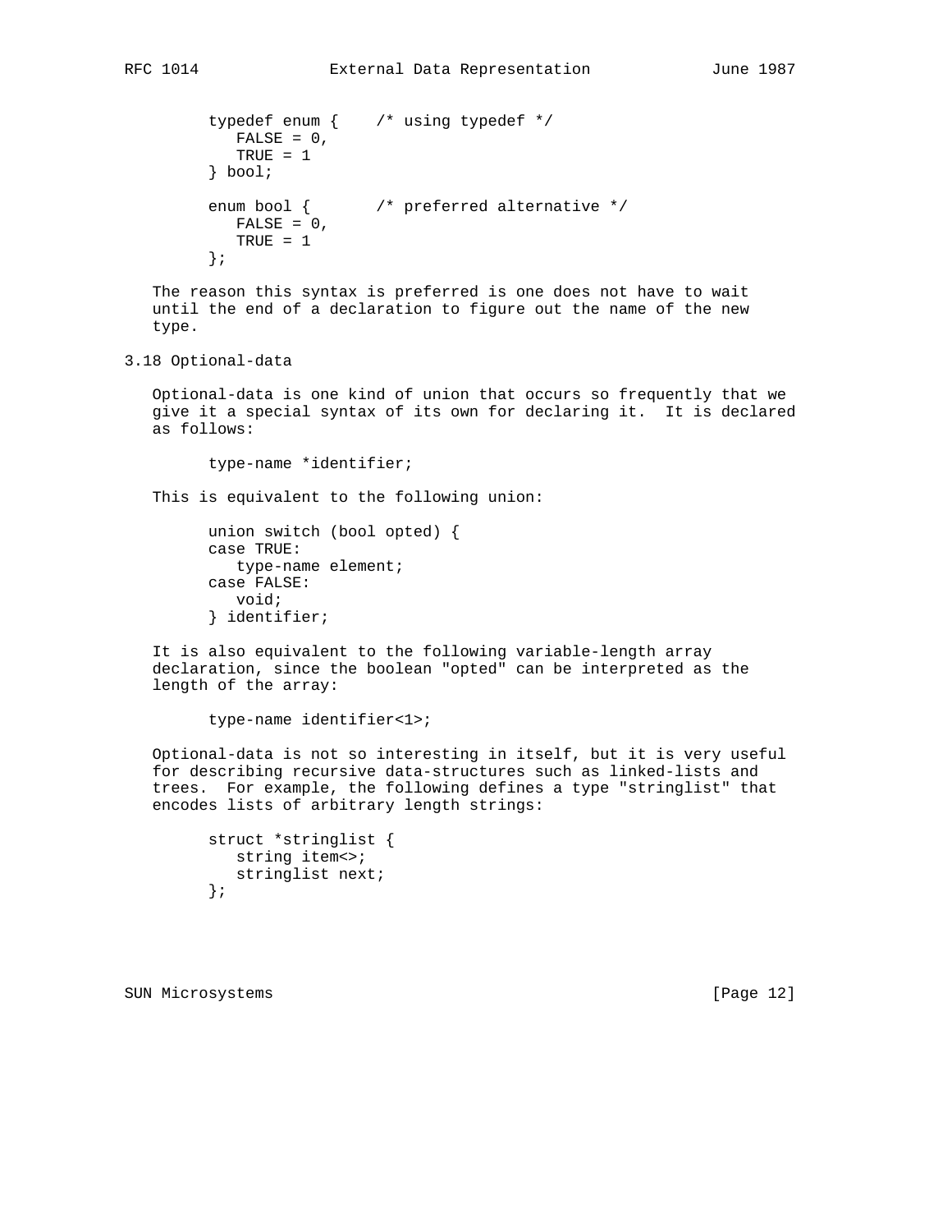```
typedef enum {    /* using typedef */
   FALSE = 0,
   TRUE = 1
} bool;

enum bool {       /* preferred alternative */
   FALSE = 0,
   TRUE = 1
};
```

The reason this syntax is preferred is one does not have to wait until the end of a declaration to figure out the name of the new type.

### 3.18 Optional-data

Optional-data is one kind of union that occurs so frequently that we give it a special syntax of its own for declaring it. It is declared as follows:

```
type-name *identifier;
```

This is equivalent to the following union:

```
union switch (bool opted) {
case TRUE:
   type-name element;
case FALSE:
   void;
} identifier;
```

It is also equivalent to the following variable-length array declaration, since the boolean "opted" can be interpreted as the length of the array:

```
type-name identifier<1>;
```

Optional-data is not so interesting in itself, but it is very useful for describing recursive data-structures such as linked-lists and trees. For example, the following defines a type "stringlist" that encodes lists of arbitrary length strings:

```
struct *stringlist {
   string item<>;
   stringlist next;
};
```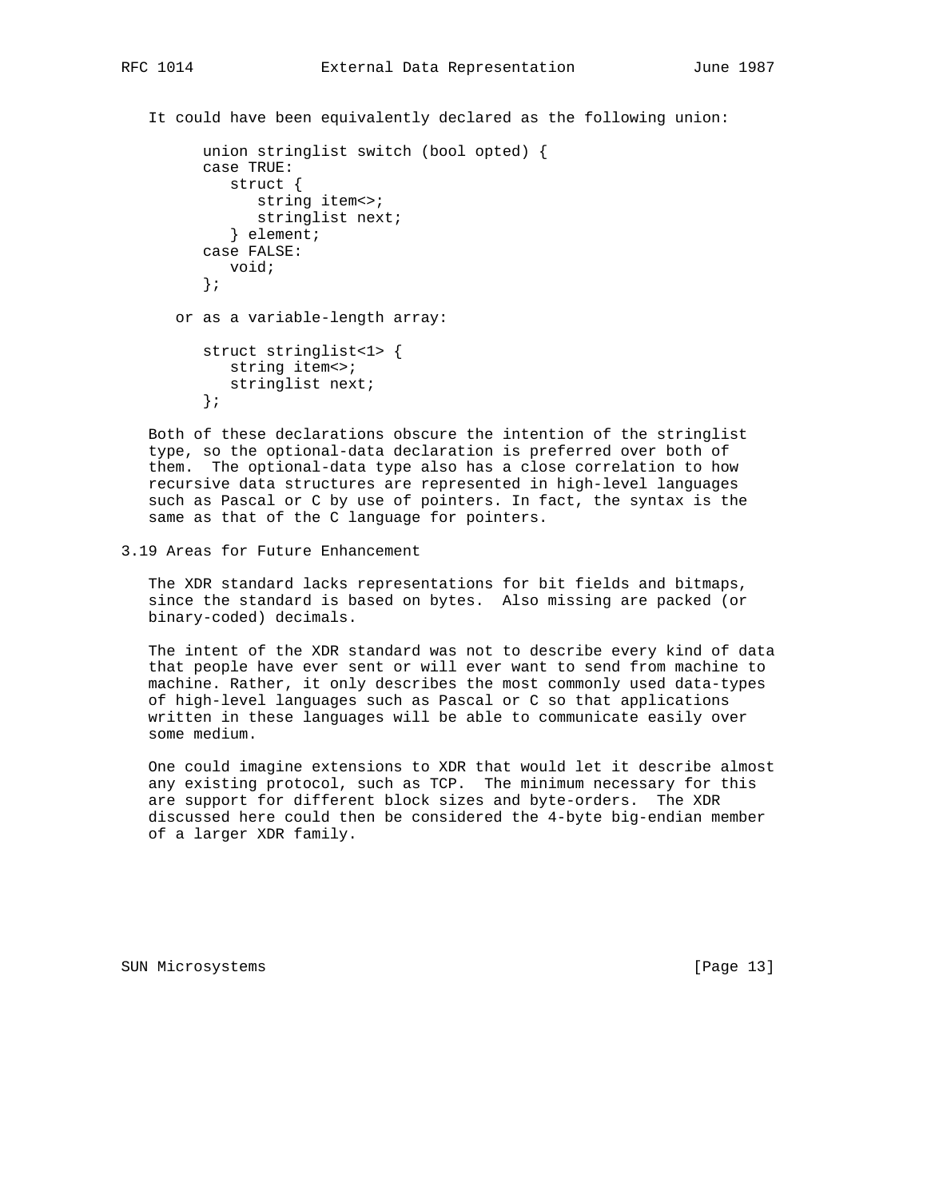It could have been equivalently declared as the following union:

```
union stringlist switch (bool opted) {
case TRUE:
   struct {
      string item<>;
      stringlist next;
   } element;
case FALSE:
   void;
};
```

or as a variable-length array:

```
struct stringlist<1> {
   string item<>;
   stringlist next;
};
```

Both of these declarations obscure the intention of the stringlist type, so the optional-data declaration is preferred over both of them. The optional-data type also has a close correlation to how recursive data structures are represented in high-level languages such as Pascal or C by use of pointers. In fact, the syntax is the same as that of the C language for pointers.

## 3.19 Areas for Future Enhancement

The XDR standard lacks representations for bit fields and bitmaps, since the standard is based on bytes. Also missing are packed (or binary-coded) decimals.

The intent of the XDR standard was not to describe every kind of data that people have ever sent or will ever want to send from machine to machine. Rather, it only describes the most commonly used data-types of high-level languages such as Pascal or C so that applications written in these languages will be able to communicate easily over some medium.

One could imagine extensions to XDR that would let it describe almost any existing protocol, such as TCP. The minimum necessary for this are support for different block sizes and byte-orders. The XDR discussed here could then be considered the 4-byte big-endian member of a larger XDR family.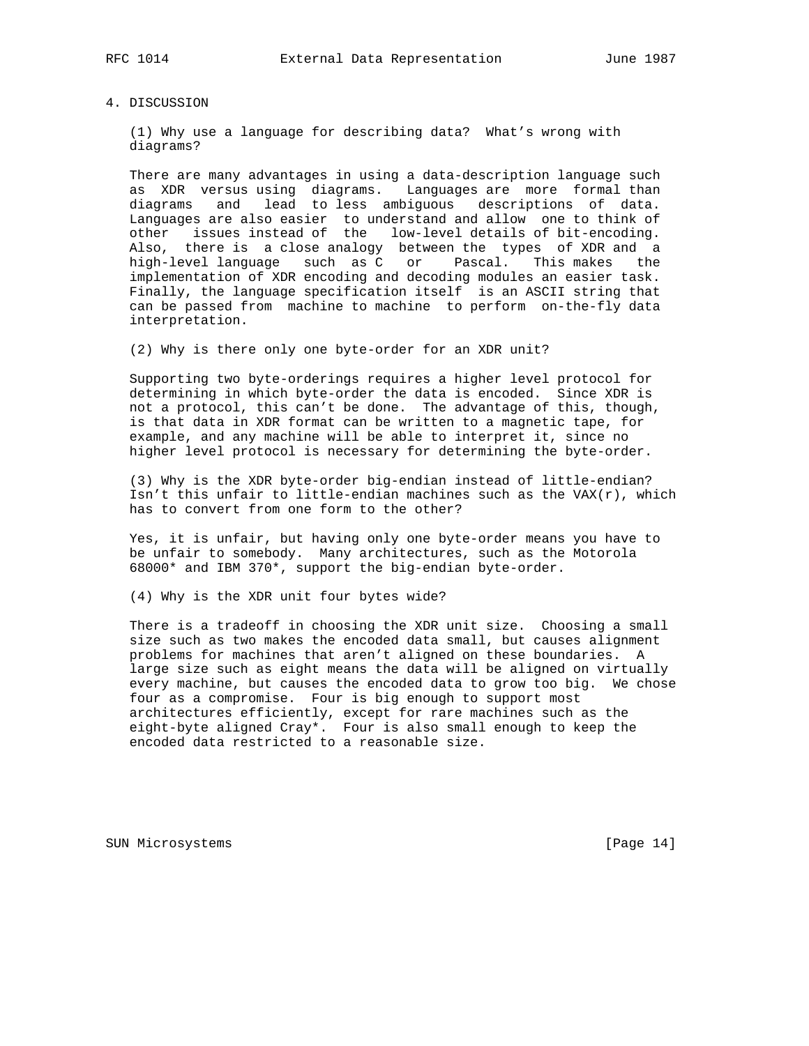## 4. DISCUSSION

(1) Why use a language for describing data? What's wrong with diagrams?

There are many advantages in using a data-description language such as XDR versus using diagrams. Languages are more formal than diagrams and lead to less ambiguous descriptions of data. Languages are also easier to understand and allow one to think of other issues instead of the low-level details of bit-encoding. Also, there is a close analogy between the types of XDR and a high-level language such as C or Pascal. This makes the implementation of XDR encoding and decoding modules an easier task. Finally, the language specification itself is an ASCII string that can be passed from machine to machine to perform on-the-fly data interpretation.

(2) Why is there only one byte-order for an XDR unit?

Supporting two byte-orderings requires a higher level protocol for determining in which byte-order the data is encoded. Since XDR is not a protocol, this can't be done. The advantage of this, though, is that data in XDR format can be written to a magnetic tape, for example, and any machine will be able to interpret it, since no higher level protocol is necessary for determining the byte-order.

(3) Why is the XDR byte-order big-endian instead of little-endian? Isn't this unfair to little-endian machines such as the VAX(r), which has to convert from one form to the other?

Yes, it is unfair, but having only one byte-order means you have to be unfair to somebody. Many architectures, such as the Motorola 68000* and IBM 370*, support the big-endian byte-order.

(4) Why is the XDR unit four bytes wide?

There is a tradeoff in choosing the XDR unit size. Choosing a small size such as two makes the encoded data small, but causes alignment problems for machines that aren't aligned on these boundaries. A large size such as eight means the data will be aligned on virtually every machine, but causes the encoded data to grow too big. We chose four as a compromise. Four is big enough to support most architectures efficiently, except for rare machines such as the eight-byte aligned Cray*. Four is also small enough to keep the encoded data restricted to a reasonable size.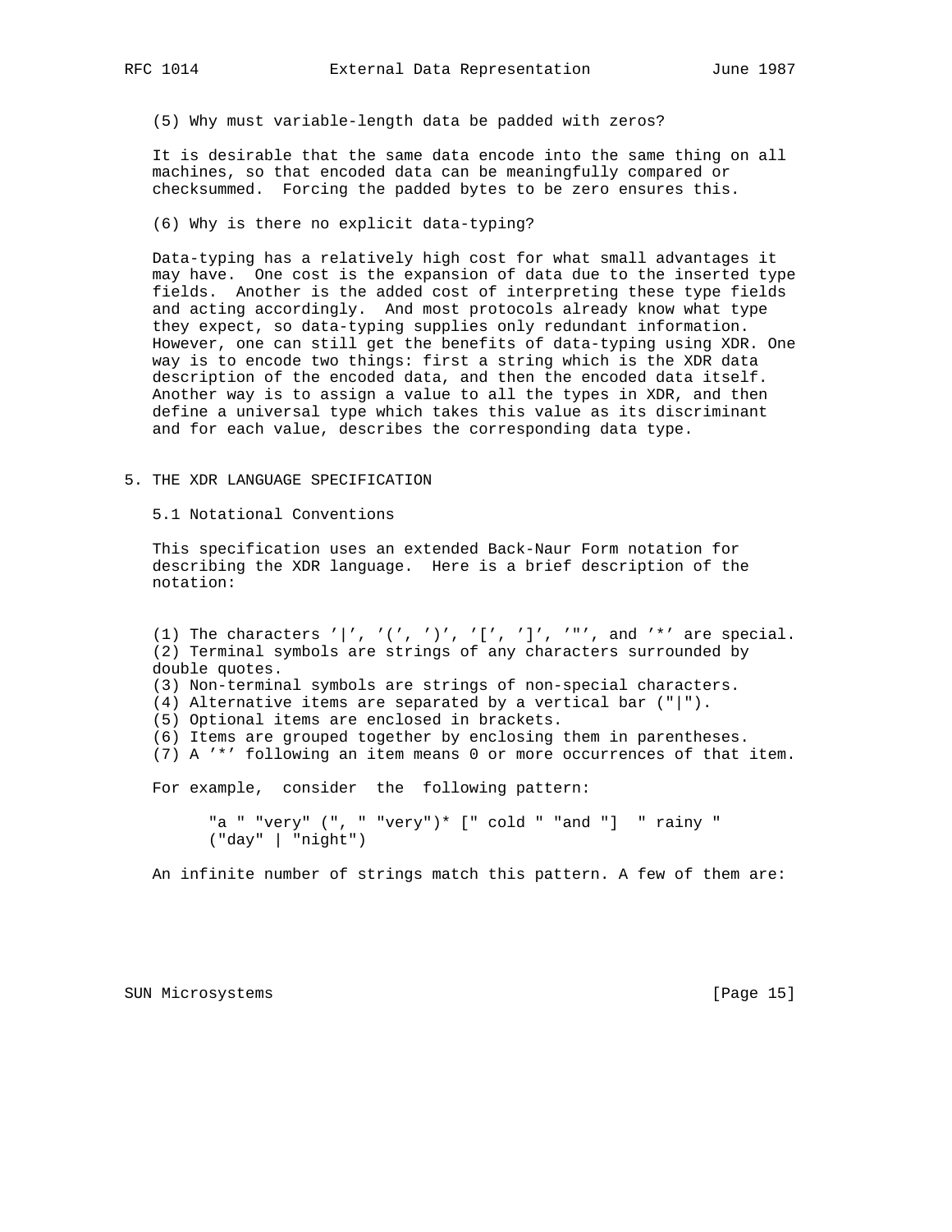(5) Why must variable-length data be padded with zeros?

It is desirable that the same data encode into the same thing on all machines, so that encoded data can be meaningfully compared or checksummed. Forcing the padded bytes to be zero ensures this.

(6) Why is there no explicit data-typing?

Data-typing has a relatively high cost for what small advantages it may have. One cost is the expansion of data due to the inserted type fields. Another is the added cost of interpreting these type fields and acting accordingly. And most protocols already know what type they expect, so data-typing supplies only redundant information. However, one can still get the benefits of data-typing using XDR. One way is to encode two things: first a string which is the XDR data description of the encoded data, and then the encoded data itself. Another way is to assign a value to all the types in XDR, and then define a universal type which takes this value as its discriminant and for each value, describes the corresponding data type.

## 5. THE XDR LANGUAGE SPECIFICATION

### 5.1 Notational Conventions

This specification uses an extended Back-Naur Form notation for describing the XDR language. Here is a brief description of the notation:

(1) The characters '|', '(', ')', '[', ']', '"', and '*' are special.
(2) Terminal symbols are strings of any characters surrounded by double quotes.
(3) Non-terminal symbols are strings of non-special characters.
(4) Alternative items are separated by a vertical bar ("|").
(5) Optional items are enclosed in brackets.
(6) Items are grouped together by enclosing them in parentheses.
(7) A '*' following an item means 0 or more occurrences of that item.

For example, consider the following pattern:

```
"a " "very" (", " "very")* [" cold " "and "]  " rainy "
("day" | "night")
```

An infinite number of strings match this pattern. A few of them are: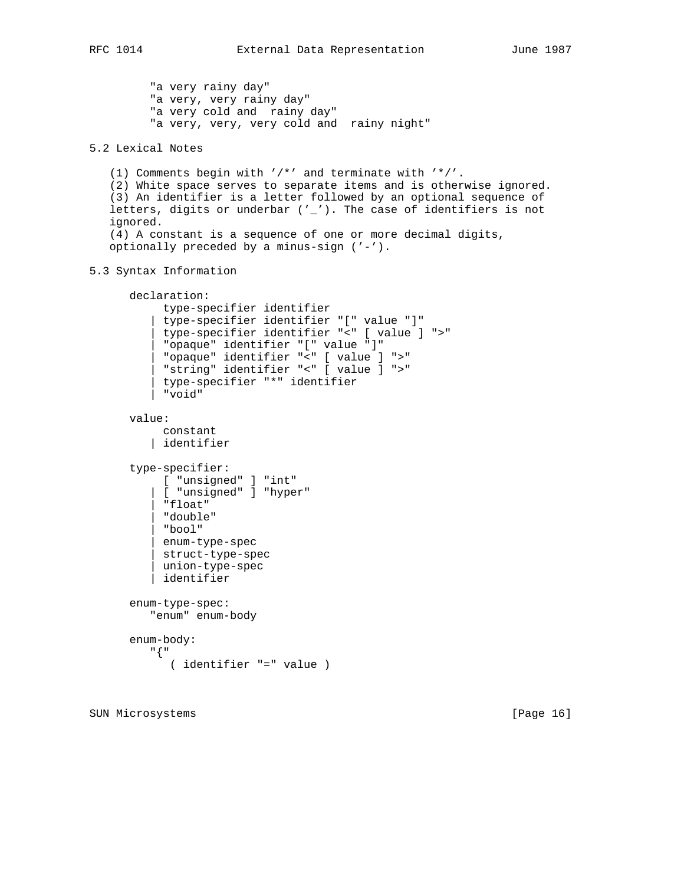```
"a very rainy day"
"a very, very rainy day"
"a very cold and  rainy day"
"a very, very, very cold and  rainy night"
```

## 5.2 Lexical Notes

(1) Comments begin with '/*' and terminate with '*/'.
(2) White space serves to separate items and is otherwise ignored.
(3) An identifier is a letter followed by an optional sequence of letters, digits or underbar ('_'). The case of identifiers is not ignored.
(4) A constant is a sequence of one or more decimal digits, optionally preceded by a minus-sign ('-').

## 5.3 Syntax Information

```
declaration:
     type-specifier identifier
   | type-specifier identifier "[" value "]"
   | type-specifier identifier "<" [ value ] ">"
   | "opaque" identifier "[" value "]"
   | "opaque" identifier "<" [ value ] ">"
   | "string" identifier "<" [ value ] ">"
   | type-specifier "*" identifier
   | "void"

value:
     constant
   | identifier

type-specifier:
     [ "unsigned" ] "int"
   | [ "unsigned" ] "hyper"
   | "float"
   | "double"
   | "bool"
   | enum-type-spec
   | struct-type-spec
   | union-type-spec
   | identifier

enum-type-spec:
   "enum" enum-body

enum-body:
   "{"
     ( identifier "=" value )
```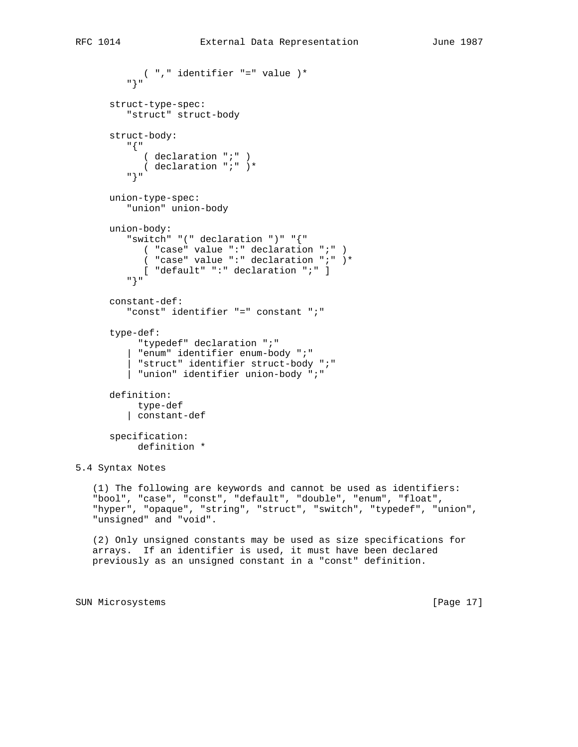```
         ( "," identifier "=" value )*
      "}"

   struct-type-spec:
      "struct" struct-body

   struct-body:
      "{"
         ( declaration ";" )
         ( declaration ";" )*
      "}"

   union-type-spec:
      "union" union-body

   union-body:
      "switch" "(" declaration ")" "{"
         ( "case" value ":" declaration ";" )
         ( "case" value ":" declaration ";" )*
         [ "default" ":" declaration ";" ]
      "}"

   constant-def:
      "const" identifier "=" constant ";"

   type-def:
        "typedef" declaration ";"
      | "enum" identifier enum-body ";"
      | "struct" identifier struct-body ";"
      | "union" identifier union-body ";"

   definition:
        type-def
      | constant-def

   specification:
        definition *
```

## 5.4 Syntax Notes

(1) The following are keywords and cannot be used as identifiers: "bool", "case", "const", "default", "double", "enum", "float", "hyper", "opaque", "string", "struct", "switch", "typedef", "union", "unsigned" and "void".

(2) Only unsigned constants may be used as size specifications for arrays. If an identifier is used, it must have been declared previously as an unsigned constant in a "const" definition.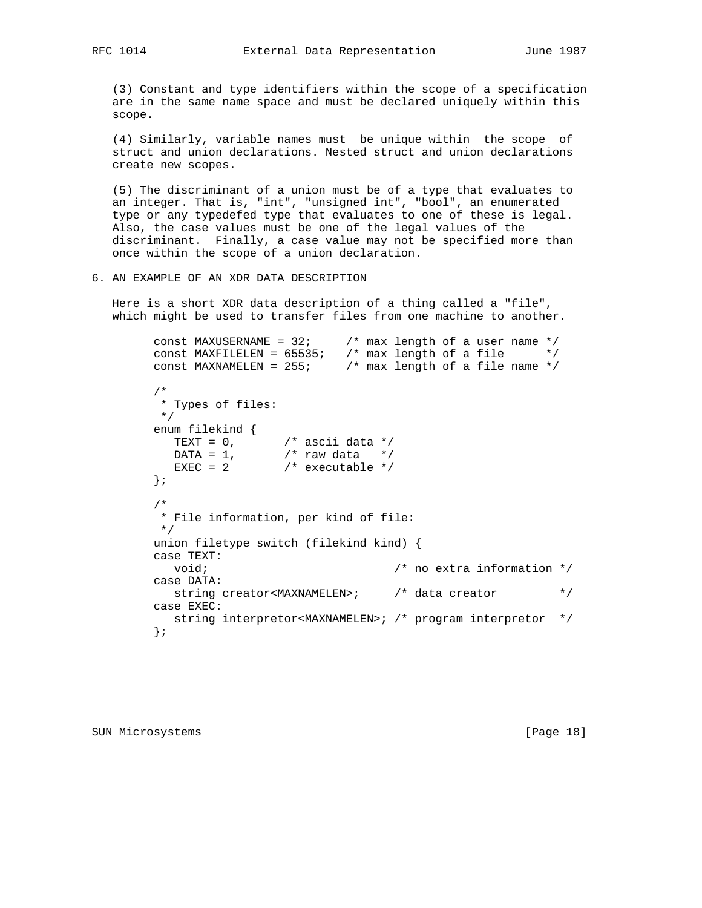(3) Constant and type identifiers within the scope of a specification are in the same name space and must be declared uniquely within this scope.

(4) Similarly, variable names must be unique within the scope of struct and union declarations. Nested struct and union declarations create new scopes.

(5) The discriminant of a union must be of a type that evaluates to an integer. That is, "int", "unsigned int", "bool", an enumerated type or any typedefed type that evaluates to one of these is legal. Also, the case values must be one of the legal values of the discriminant. Finally, a case value may not be specified more than once within the scope of a union declaration.

## 6. AN EXAMPLE OF AN XDR DATA DESCRIPTION

Here is a short XDR data description of a thing called a "file", which might be used to transfer files from one machine to another.

```
const MAXUSERNAME = 32;     /* max length of a user name */
const MAXFILELEN = 65535;   /* max length of a file      */
const MAXNAMELEN = 255;     /* max length of a file name */

/*
 * Types of files:
 */
enum filekind {
   TEXT = 0,       /* ascii data */
   DATA = 1,       /* raw data   */
   EXEC = 2        /* executable */
};

/*
 * File information, per kind of file:
 */
union filetype switch (filekind kind) {
case TEXT:
   void;                           /* no extra information */
case DATA:
   string creator<MAXNAMELEN>;     /* data creator         */
case EXEC:
   string interpretor<MAXNAMELEN>; /* program interpretor  */
};
```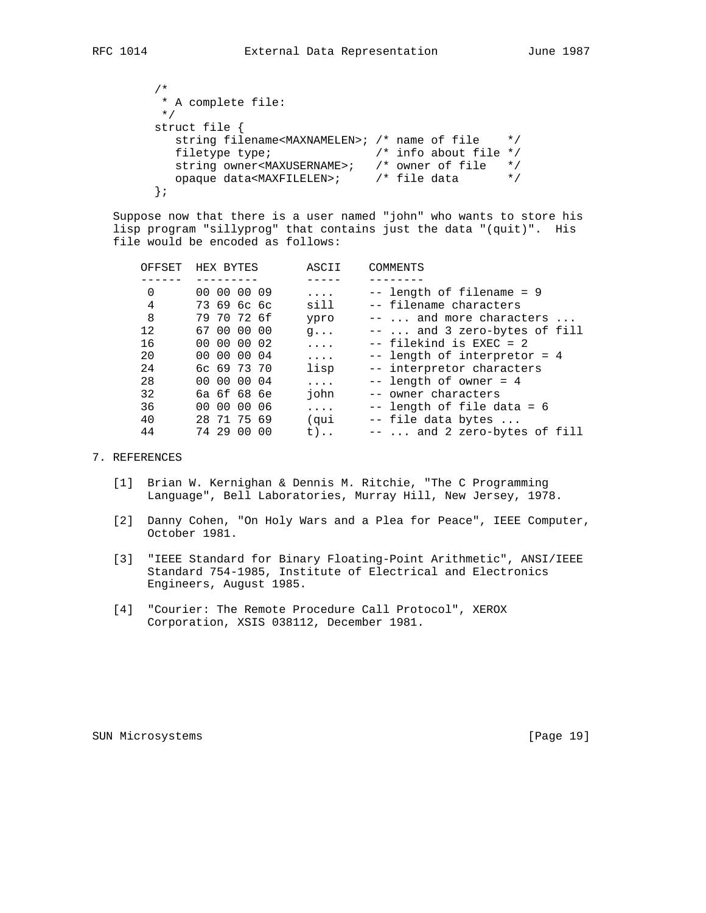```
/*
 * A complete file:
 */
struct file {
   string filename<MAXNAMELEN>; /* name of file    */
   filetype type;               /* info about file */
   string owner<MAXUSERNAME>;   /* owner of file   */
   opaque data<MAXFILELEN>;     /* file data       */
};
```

Suppose now that there is a user named "john" who wants to store his lisp program "sillyprog" that contains just the data "(quit)". His file would be encoded as follows:

```
OFFSET  HEX BYTES       ASCII    COMMENTS
------  ---------       -----    --------
 0      00 00 00 09     ....     -- length of filename = 9
 4      73 69 6c 6c     sill     -- filename characters
 8      79 70 72 6f     ypro     -- ... and more characters ...
12      67 00 00 00     g...     -- ... and 3 zero-bytes of fill
16      00 00 00 02     ....     -- filekind is EXEC = 2
20      00 00 00 04     ....     -- length of interpretor = 4
24      6c 69 73 70     lisp     -- interpretor characters
28      00 00 00 04     ....     -- length of owner = 4
32      6a 6f 68 6e     john     -- owner characters
36      00 00 00 06     ....     -- length of file data = 6
40      28 71 75 69     (qui     -- file data bytes ...
44      74 29 00 00     t)..     -- ... and 2 zero-bytes of fill
```

## 7. REFERENCES

[1] Brian W. Kernighan & Dennis M. Ritchie, "The C Programming Language", Bell Laboratories, Murray Hill, New Jersey, 1978.

[2] Danny Cohen, "On Holy Wars and a Plea for Peace", IEEE Computer, October 1981.

[3] "IEEE Standard for Binary Floating-Point Arithmetic", ANSI/IEEE Standard 754-1985, Institute of Electrical and Electronics Engineers, August 1985.

[4] "Courier: The Remote Procedure Call Protocol", XEROX Corporation, XSIS 038112, December 1981.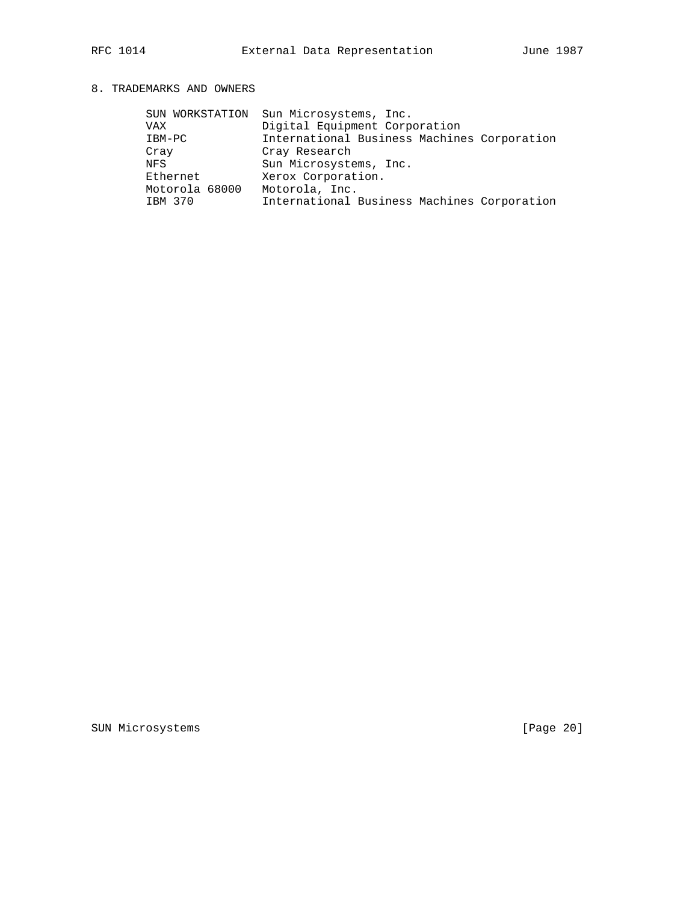## 8. TRADEMARKS AND OWNERS

| | |
|---|---|
| SUN WORKSTATION | Sun Microsystems, Inc. |
| VAX | Digital Equipment Corporation |
| IBM-PC | International Business Machines Corporation |
| Cray | Cray Research |
| NFS | Sun Microsystems, Inc. |
| Ethernet | Xerox Corporation. |
| Motorola 68000 | Motorola, Inc. |
| IBM 370 | International Business Machines Corporation |